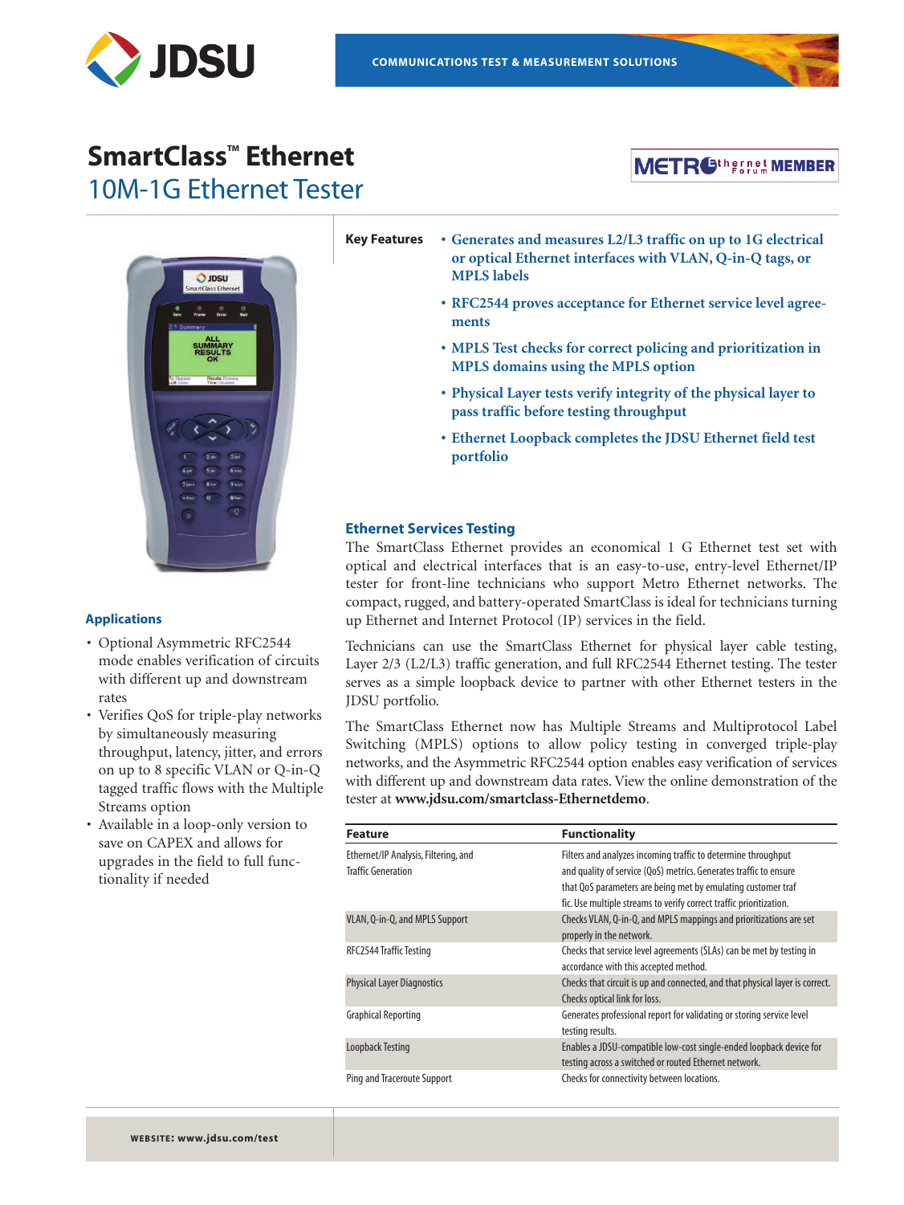COMMUNICATIONS TEST & MEASUREMENT SOLUTIONS

# SmartClass™ Ethernet

## 10M-1G Ethernet Tester

**Key Features**

- **Generates and measures L2/L3 traffic on up to 1G electrical or optical Ethernet interfaces with VLAN, Q-in-Q tags, or MPLS labels**
- **RFC2544 proves acceptance for Ethernet service level agreements**
- **MPLS Test checks for correct policing and prioritization in MPLS domains using the MPLS option**
- **Physical Layer tests verify integrity of the physical layer to pass traffic before testing throughput**
- **Ethernet Loopback completes the JDSU Ethernet field test portfolio**

### Applications

- Optional Asymmetric RFC2544 mode enables verification of circuits with different up and downstream rates
- Verifies QoS for triple-play networks by simultaneously measuring throughput, latency, jitter, and errors on up to 8 specific VLAN or Q-in-Q tagged traffic flows with the Multiple Streams option
- Available in a loop-only version to save on CAPEX and allows for upgrades in the field to full functionality if needed

### Ethernet Services Testing

The SmartClass Ethernet provides an economical 1 G Ethernet test set with optical and electrical interfaces that is an easy-to-use, entry-level Ethernet/IP tester for front-line technicians who support Metro Ethernet networks. The compact, rugged, and battery-operated SmartClass is ideal for technicians turning up Ethernet and Internet Protocol (IP) services in the field.

Technicians can use the SmartClass Ethernet for physical layer cable testing, Layer 2/3 (L2/L3) traffic generation, and full RFC2544 Ethernet testing. The tester serves as a simple loopback device to partner with other Ethernet testers in the JDSU portfolio.

The SmartClass Ethernet now has Multiple Streams and Multiprotocol Label Switching (MPLS) options to allow policy testing in converged triple-play networks, and the Asymmetric RFC2544 option enables easy verification of services with different up and downstream data rates. View the online demonstration of the tester at **www.jdsu.com/smartclass-Ethernetdemo**.

| Feature | Functionality |
| --- | --- |
| Ethernet/IP Analysis, Filtering, and Traffic Generation | Filters and analyzes incoming traffic to determine throughput and quality of service (QoS) metrics. Generates traffic to ensure that QoS parameters are being met by emulating customer traffic. Use multiple streams to verify correct traffic prioritization. |
| VLAN, Q-in-Q, and MPLS Support | Checks VLAN, Q-in-Q, and MPLS mappings and prioritizations are set properly in the network. |
| RFC2544 Traffic Testing | Checks that service level agreements (SLAs) can be met by testing in accordance with this accepted method. |
| Physical Layer Diagnostics | Checks that circuit is up and connected, and that physical layer is correct. Checks optical link for loss. |
| Graphical Reporting | Generates professional report for validating or storing service level testing results. |
| Loopback Testing | Enables a JDSU-compatible low-cost single-ended loopback device for testing across a switched or routed Ethernet network. |
| Ping and Traceroute Support | Checks for connectivity between locations. |

**WEBSITE: www.jdsu.com/test**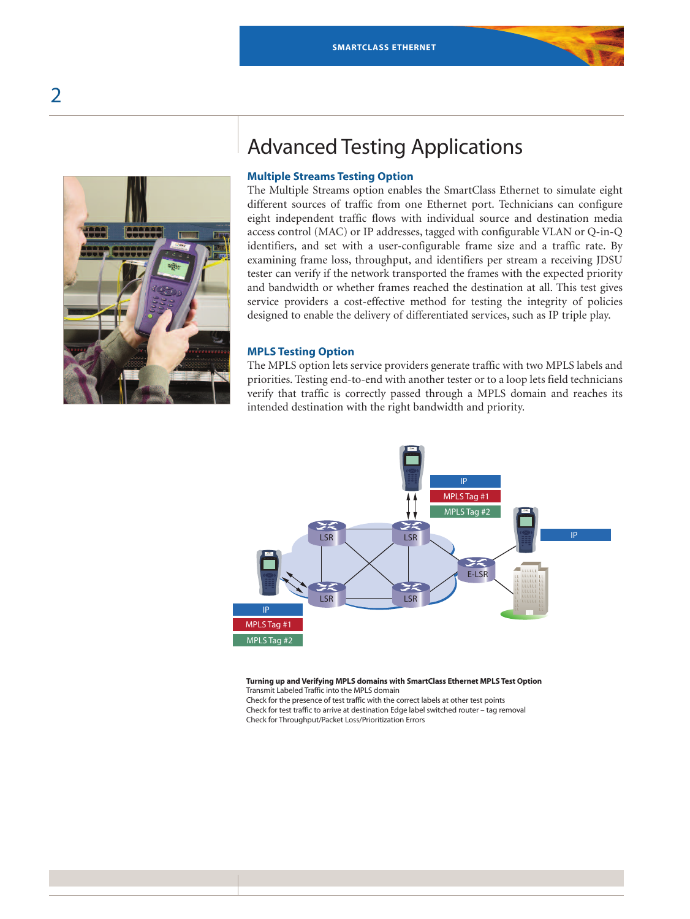# Advanced Testing Applications

### Multiple Streams Testing Option

The Multiple Streams option enables the SmartClass Ethernet to simulate eight different sources of traffic from one Ethernet port. Technicians can configure eight independent traffic flows with individual source and destination media access control (MAC) or IP addresses, tagged with configurable VLAN or Q-in-Q identifiers, and set with a user-configurable frame size and a traffic rate. By examining frame loss, throughput, and identifiers per stream a receiving JDSU tester can verify if the network transported the frames with the expected priority and bandwidth or whether frames reached the destination at all. This test gives service providers a cost-effective method for testing the integrity of policies designed to enable the delivery of differentiated services, such as IP triple play.

### MPLS Testing Option

The MPLS option lets service providers generate traffic with two MPLS labels and priorities. Testing end-to-end with another tester or to a loop lets field technicians verify that traffic is correctly passed through a MPLS domain and reaches its intended destination with the right bandwidth and priority.

**Turning up and Verifying MPLS domains with SmartClass Ethernet MPLS Test Option**
Transmit Labeled Traffic into the MPLS domain
Check for the presence of test traffic with the correct labels at other test points
Check for test traffic to arrive at destination Edge label switched router – tag removal
Check for Throughput/Packet Loss/Prioritization Errors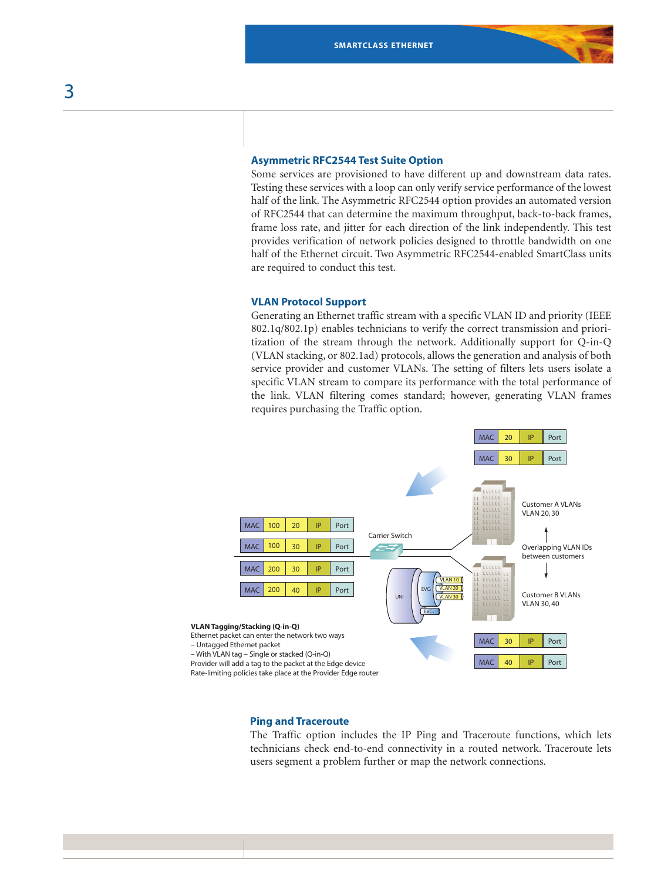### Asymmetric RFC2544 Test Suite Option

Some services are provisioned to have different up and downstream data rates. Testing these services with a loop can only verify service performance of the lowest half of the link. The Asymmetric RFC2544 option provides an automated version of RFC2544 that can determine the maximum throughput, back-to-back frames, frame loss rate, and jitter for each direction of the link independently. This test provides verification of network policies designed to throttle bandwidth on one half of the Ethernet circuit. Two Asymmetric RFC2544-enabled SmartClass units are required to conduct this test.

### VLAN Protocol Support

Generating an Ethernet traffic stream with a specific VLAN ID and priority (IEEE 802.1q/802.1p) enables technicians to verify the correct transmission and prioritization of the stream through the network. Additionally support for Q-in-Q (VLAN stacking, or 802.1ad) protocols, allows the generation and analysis of both service provider and customer VLANs. The setting of filters lets users isolate a specific VLAN stream to compare its performance with the total performance of the link. VLAN filtering comes standard; however, generating VLAN frames requires purchasing the Traffic option.

**VLAN Tagging/Stacking (Q-in-Q)**
Ethernet packet can enter the network two ways
– Untagged Ethernet packet
– With VLAN tag – Single or stacked (Q-in-Q)
Provider will add a tag to the packet at the Edge device
Rate-limiting policies take place at the Provider Edge router

### Ping and Traceroute

The Traffic option includes the IP Ping and Traceroute functions, which lets technicians check end-to-end connectivity in a routed network. Traceroute lets users segment a problem further or map the network connections.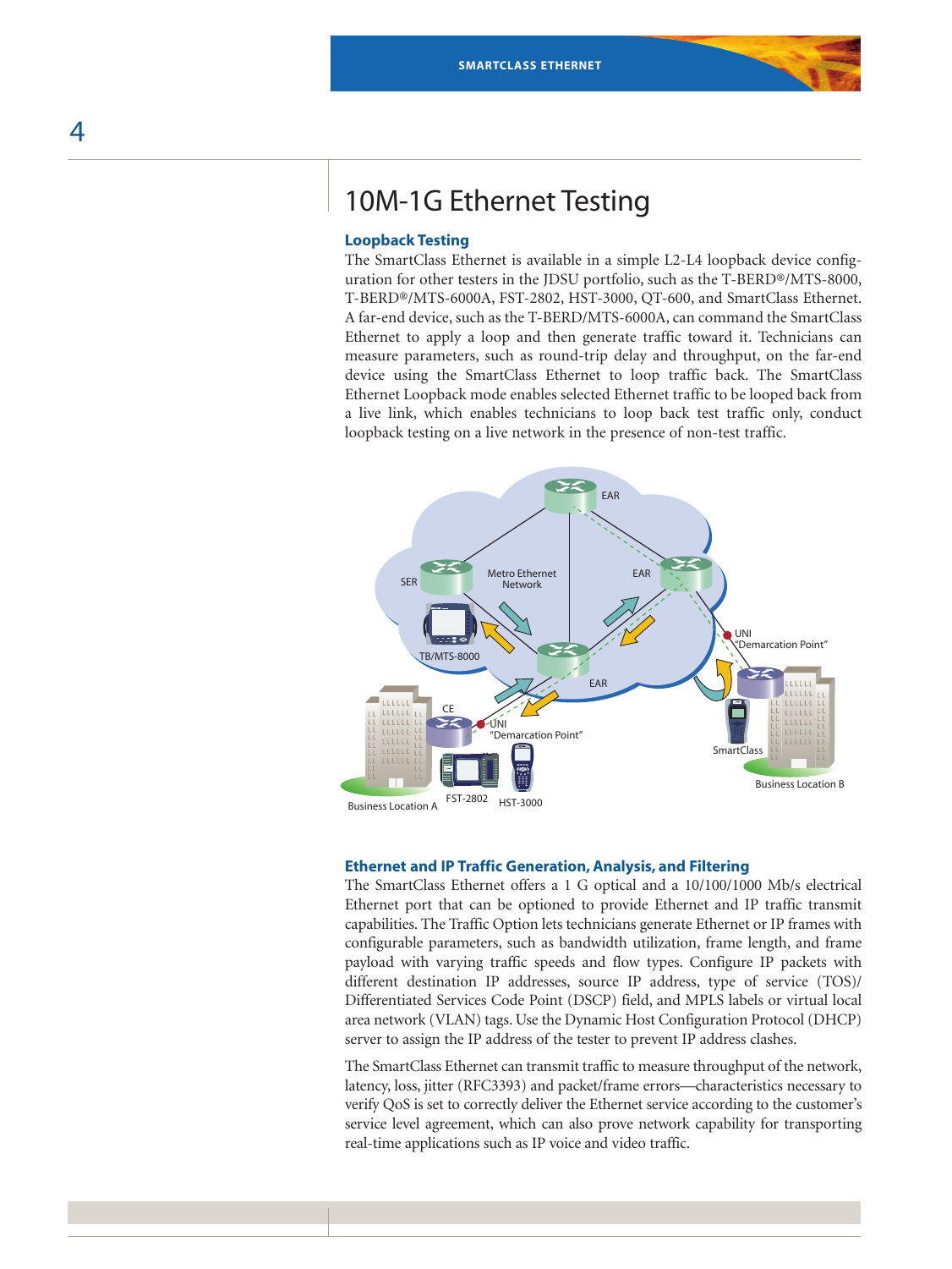# 10M-1G Ethernet Testing

### Loopback Testing

The SmartClass Ethernet is available in a simple L2-L4 loopback device configuration for other testers in the JDSU portfolio, such as the T-BERD®/MTS-8000, T-BERD®/MTS-6000A, FST-2802, HST-3000, QT-600, and SmartClass Ethernet. A far-end device, such as the T-BERD/MTS-6000A, can command the SmartClass Ethernet to apply a loop and then generate traffic toward it. Technicians can measure parameters, such as round-trip delay and throughput, on the far-end device using the SmartClass Ethernet to loop traffic back. The SmartClass Ethernet Loopback mode enables selected Ethernet traffic to be looped back from a live link, which enables technicians to loop back test traffic only, conduct loopback testing on a live network in the presence of non-test traffic.

### Ethernet and IP Traffic Generation, Analysis, and Filtering

The SmartClass Ethernet offers a 1 G optical and a 10/100/1000 Mb/s electrical Ethernet port that can be optioned to provide Ethernet and IP traffic transmit capabilities. The Traffic Option lets technicians generate Ethernet or IP frames with configurable parameters, such as bandwidth utilization, frame length, and frame payload with varying traffic speeds and flow types. Configure IP packets with different destination IP addresses, source IP address, type of service (TOS)/ Differentiated Services Code Point (DSCP) field, and MPLS labels or virtual local area network (VLAN) tags. Use the Dynamic Host Configuration Protocol (DHCP) server to assign the IP address of the tester to prevent IP address clashes.

The SmartClass Ethernet can transmit traffic to measure throughput of the network, latency, loss, jitter (RFC3393) and packet/frame errors—characteristics necessary to verify QoS is set to correctly deliver the Ethernet service according to the customer's service level agreement, which can also prove network capability for transporting real-time applications such as IP voice and video traffic.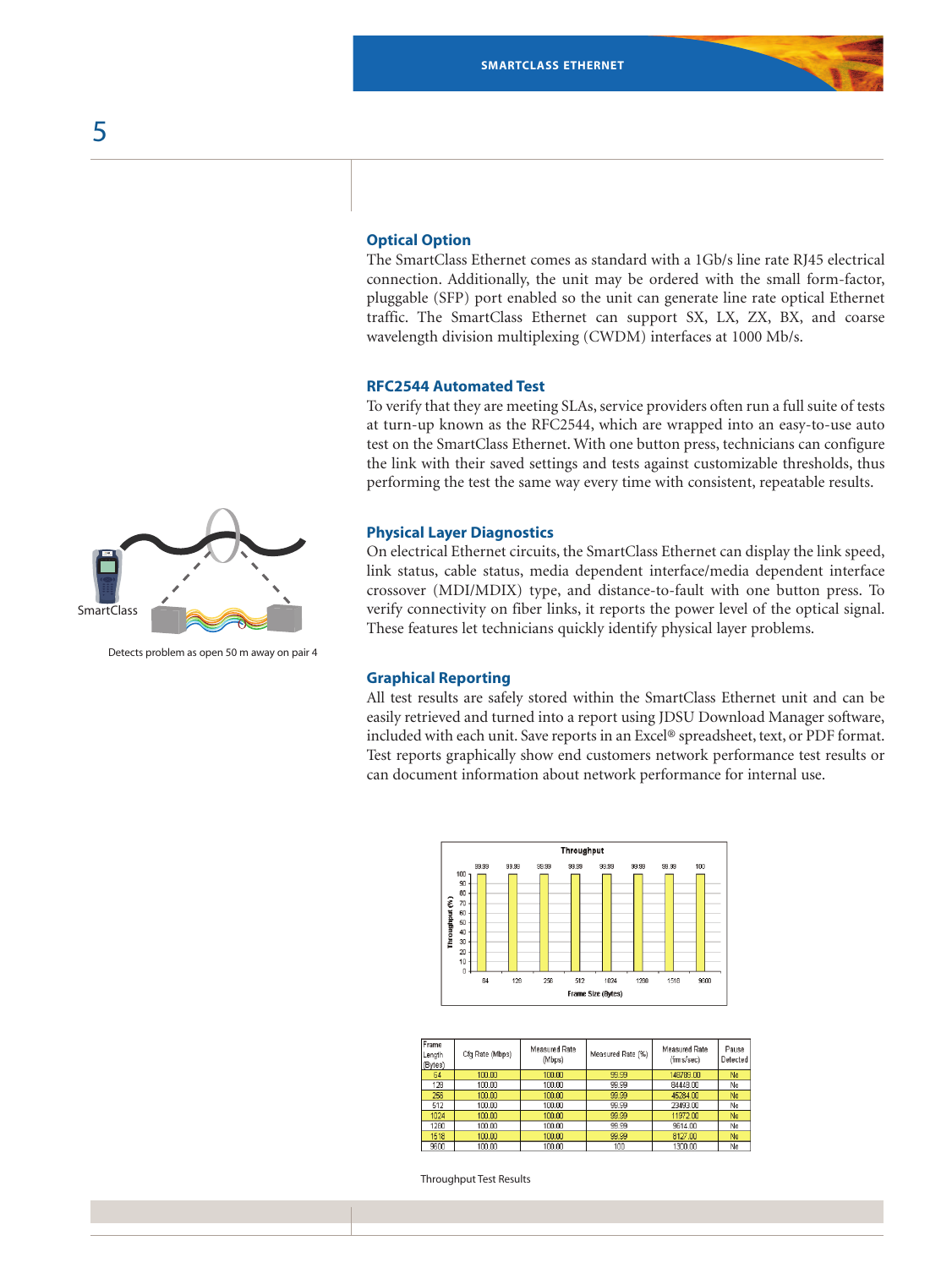## Optical Option

The SmartClass Ethernet comes as standard with a 1Gb/s line rate RJ45 electrical connection. Additionally, the unit may be ordered with the small form-factor, pluggable (SFP) port enabled so the unit can generate line rate optical Ethernet traffic. The SmartClass Ethernet can support SX, LX, ZX, BX, and coarse wavelength division multiplexing (CWDM) interfaces at 1000 Mb/s.

## RFC2544 Automated Test

To verify that they are meeting SLAs, service providers often run a full suite of tests at turn-up known as the RFC2544, which are wrapped into an easy-to-use auto test on the SmartClass Ethernet. With one button press, technicians can configure the link with their saved settings and tests against customizable thresholds, thus performing the test the same way every time with consistent, repeatable results.

## Physical Layer Diagnostics

On electrical Ethernet circuits, the SmartClass Ethernet can display the link speed, link status, cable status, media dependent interface/media dependent interface crossover (MDI/MDIX) type, and distance-to-fault with one button press. To verify connectivity on fiber links, it reports the power level of the optical signal. These features let technicians quickly identify physical layer problems.

SmartClass

Detects problem as open 50 m away on pair 4

## Graphical Reporting

All test results are safely stored within the SmartClass Ethernet unit and can be easily retrieved and turned into a report using JDSU Download Manager software, included with each unit. Save reports in an Excel® spreadsheet, text, or PDF format. Test reports graphically show end customers network performance test results or can document information about network performance for internal use.

| Frame Length (Bytes) | Cfg Rate (Mbps) | Measured Rate (Mbps) | Measured Rate (%) | Measured Rate (frms/sec) | Pause Detected |
|---|---|---|---|---|---|
| 64 | 100.00 | 100.00 | 99.99 | 148789.00 | No |
| 128 | 100.00 | 100.00 | 99.99 | 84448.00 | No |
| 256 | 100.00 | 100.00 | 99.99 | 45284.00 | No |
| 512 | 100.00 | 100.00 | 99.99 | 23493.00 | No |
| 1024 | 100.00 | 100.00 | 99.99 | 11972.00 | No |
| 1280 | 100.00 | 100.00 | 99.99 | 9614.00 | No |
| 1518 | 100.00 | 100.00 | 99.99 | 8127.00 | No |
| 9600 | 100.00 | 100.00 | 100 | 1300.00 | No |

Throughput Test Results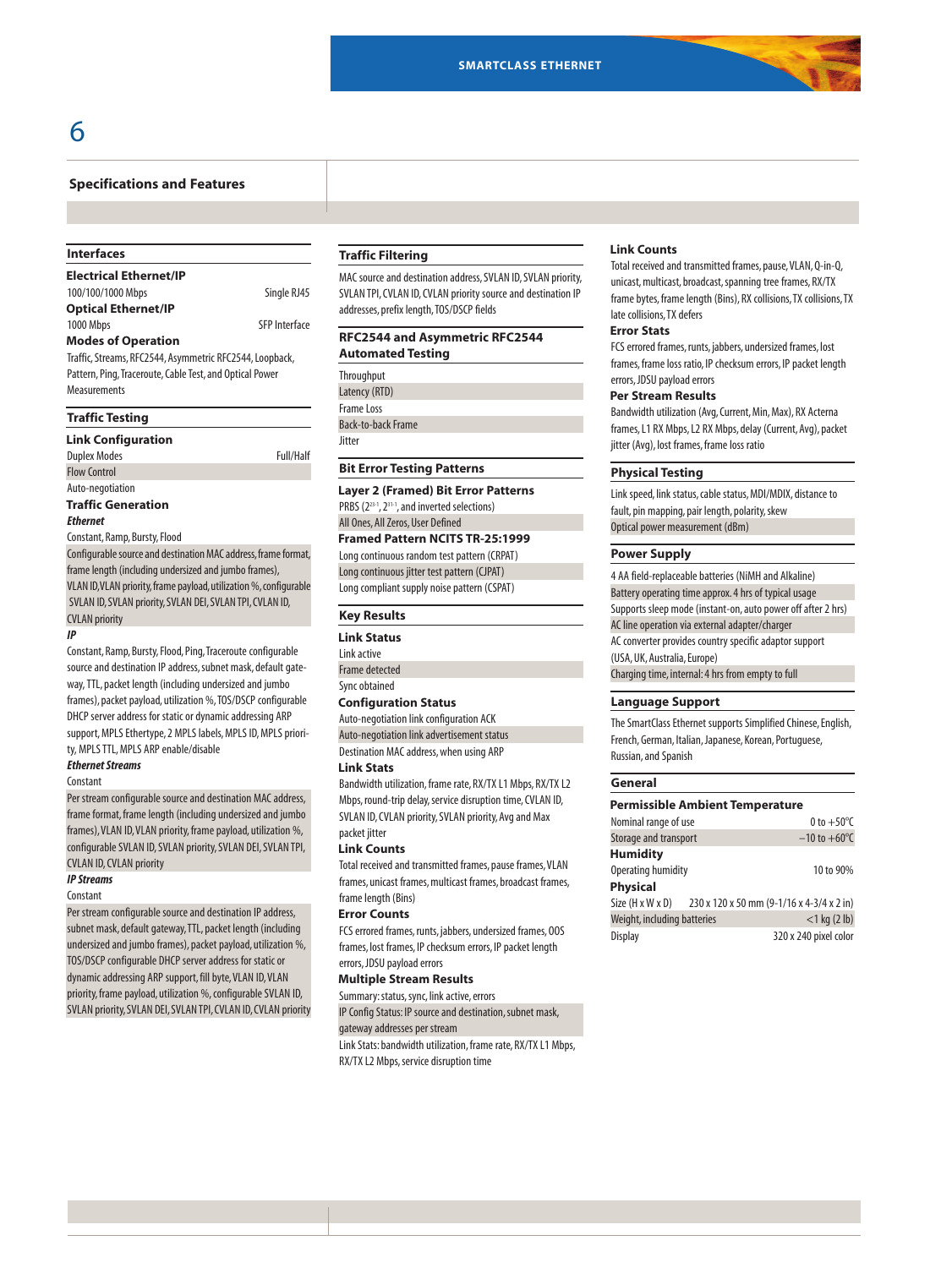## Specifications and Features

### Interfaces

**Electrical Ethernet/IP**

| | |
|---|---|
| 100/100/1000 Mbps | Single RJ45 |

**Optical Ethernet/IP**

| | |
|---|---|
| 1000 Mbps | SFP Interface |

**Modes of Operation**

Traffic, Streams, RFC2544, Asymmetric RFC2544, Loopback, Pattern, Ping, Traceroute, Cable Test, and Optical Power Measurements

### Traffic Testing

**Link Configuration**

| | |
|---|---|
| Duplex Modes | Full/Half |
| Flow Control | |
| Auto-negotiation | |

**Traffic Generation**

***Ethernet***

Constant, Ramp, Bursty, Flood

Configurable source and destination MAC address, frame format, frame length (including undersized and jumbo frames), VLAN ID, VLAN priority, frame payload, utilization %, configurable SVLAN ID, SVLAN priority, SVLAN DEI, SVLAN TPI, CVLAN ID, CVLAN priority

***IP***

Constant, Ramp, Bursty, Flood, Ping, Traceroute configurable source and destination IP address, subnet mask, default gateway, TTL, packet length (including undersized and jumbo frames), packet payload, utilization %, TOS/DSCP configurable DHCP server address for static or dynamic addressing ARP support, MPLS Ethertype, 2 MPLS labels, MPLS ID, MPLS priority, MPLS TTL, MPLS ARP enable/disable

***Ethernet Streams***

Constant

Per stream configurable source and destination MAC address, frame format, frame length (including undersized and jumbo frames), VLAN ID, VLAN priority, frame payload, utilization %, configurable SVLAN ID, SVLAN priority, SVLAN DEI, SVLAN TPI, CVLAN ID, CVLAN priority

***IP Streams***

Constant

Per stream configurable source and destination IP address, subnet mask, default gateway, TTL, packet length (including undersized and jumbo frames), packet payload, utilization %, TOS/DSCP configurable DHCP server address for static or dynamic addressing ARP support, fill byte, VLAN ID, VLAN priority, frame payload, utilization %, configurable SVLAN ID, SVLAN priority, SVLAN DEI, SVLAN TPI, CVLAN ID, CVLAN priority

### Traffic Filtering

MAC source and destination address, SVLAN ID, SVLAN priority, SVLAN TPI, CVLAN ID, CVLAN priority source and destination IP addresses, prefix length, TOS/DSCP fields

### RFC2544 and Asymmetric RFC2544 Automated Testing

- Throughput
- Latency (RTD)
- Frame Loss
- Back-to-back Frame
- Jitter

### Bit Error Testing Patterns

**Layer 2 (Framed) Bit Error Patterns**

PRBS ($2^{23-1}$, $2^{31-1}$, and inverted selections)

All Ones, All Zeros, User Defined

**Framed Pattern NCITS TR-25:1999**

- Long continuous random test pattern (CRPAT)
- Long continuous jitter test pattern (CJPAT)
- Long compliant supply noise pattern (CSPAT)

### Key Results

**Link Status**

- Link active
- Frame detected
- Sync obtained

**Configuration Status**

- Auto-negotiation link configuration ACK
- Auto-negotiation link advertisement status
- Destination MAC address, when using ARP

**Link Stats**

Bandwidth utilization, frame rate, RX/TX L1 Mbps, RX/TX L2 Mbps, round-trip delay, service disruption time, CVLAN ID, SVLAN ID, CVLAN priority, SVLAN priority, Avg and Max packet jitter

**Link Counts**

Total received and transmitted frames, pause frames, VLAN frames, unicast frames, multicast frames, broadcast frames, frame length (Bins)

**Error Counts**

FCS errored frames, runts, jabbers, undersized frames, OOS frames, lost frames, IP checksum errors, IP packet length errors, JDSU payload errors

**Multiple Stream Results**

Summary: status, sync, link active, errors

IP Config Status: IP source and destination, subnet mask, gateway addresses per stream

Link Stats: bandwidth utilization, frame rate, RX/TX L1 Mbps, RX/TX L2 Mbps, service disruption time

**Link Counts**

Total received and transmitted frames, pause, VLAN, Q-in-Q, unicast, multicast, broadcast, spanning tree frames, RX/TX frame bytes, frame length (Bins), RX collisions, TX collisions, TX late collisions, TX defers

**Error Stats**

FCS errored frames, runts, jabbers, undersized frames, lost frames, frame loss ratio, IP checksum errors, IP packet length errors, JDSU payload errors

**Per Stream Results**

Bandwidth utilization (Avg, Current, Min, Max), RX Acterna frames, L1 RX Mbps, L2 RX Mbps, delay (Current, Avg), packet jitter (Avg), lost frames, frame loss ratio

### Physical Testing

Link speed, link status, cable status, MDI/MDIX, distance to fault, pin mapping, pair length, polarity, skew

Optical power measurement (dBm)

### Power Supply

- 4 AA field-replaceable batteries (NiMH and Alkaline)
- Battery operating time approx. 4 hrs of typical usage
- Supports sleep mode (instant-on, auto power off after 2 hrs)
- AC line operation via external adapter/charger
- AC converter provides country specific adaptor support (USA, UK, Australia, Europe)
- Charging time, internal: 4 hrs from empty to full

### Language Support

The SmartClass Ethernet supports Simplified Chinese, English, French, German, Italian, Japanese, Korean, Portuguese, Russian, and Spanish

### General

**Permissible Ambient Temperature**

| | |
|---|---|
| Nominal range of use | 0 to +50°C |
| Storage and transport | –10 to +60°C |

**Humidity**

| | |
|---|---|
| Operating humidity | 10 to 90% |

**Physical**

| | |
|---|---|
| Size (H x W x D) | 230 x 120 x 50 mm (9-1/16 x 4-3/4 x 2 in) |
| Weight, including batteries | <1 kg (2 lb) |
| Display | 320 x 240 pixel color |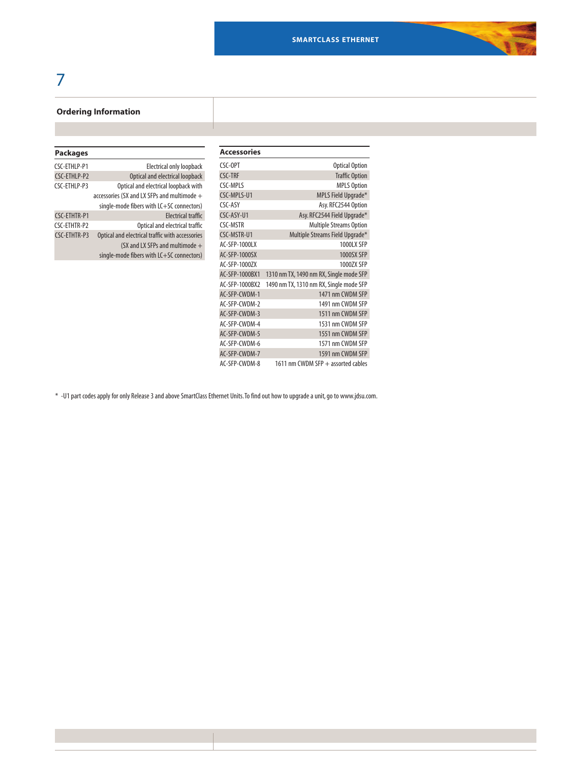## Ordering Information

### Packages

| Part Number | Description |
|---|---|
| CSC-ETHLP-P1 | Electrical only loopback |
| CSC-ETHLP-P2 | Optical and electrical loopback |
| CSC-ETHLP-P3 | Optical and electrical loopback with accessories (SX and LX SFPs and multimode + single-mode fibers with LC+SC connectors) |
| CSC-ETHTR-P1 | Electrical traffic |
| CSC-ETHTR-P2 | Optical and electrical traffic |
| CSC-ETHTR-P3 | Optical and electrical traffic with accessories (SX and LX SFPs and multimode + single-mode fibers with LC+SC connectors) |

### Accessories

| Part Number | Description |
|---|---|
| CSC-OPT | Optical Option |
| CSC-TRF | Traffic Option |
| CSC-MPLS | MPLS Option |
| CSC-MPLS-U1 | MPLS Field Upgrade* |
| CSC-ASY | Asy. RFC2544 Option |
| CSC-ASY-U1 | Asy. RFC2544 Field Upgrade* |
| CSC-MSTR | Multiple Streams Option |
| CSC-MSTR-U1 | Multiple Streams Field Upgrade* |
| AC-SFP-1000LX | 1000LX SFP |
| AC-SFP-1000SX | 1000SX SFP |
| AC-SFP-1000ZX | 1000ZX SFP |
| AC-SFP-1000BX1 | 1310 nm TX, 1490 nm RX, Single mode SFP |
| AC-SFP-1000BX2 | 1490 nm TX, 1310 nm RX, Single mode SFP |
| AC-SFP-CWDM-1 | 1471 nm CWDM SFP |
| AC-SFP-CWDM-2 | 1491 nm CWDM SFP |
| AC-SFP-CWDM-3 | 1511 nm CWDM SFP |
| AC-SFP-CWDM-4 | 1531 nm CWDM SFP |
| AC-SFP-CWDM-5 | 1551 nm CWDM SFP |
| AC-SFP-CWDM-6 | 1571 nm CWDM SFP |
| AC-SFP-CWDM-7 | 1591 nm CWDM SFP |
| AC-SFP-CWDM-8 | 1611 nm CWDM SFP + assorted cables |

* -U1 part codes apply for only Release 3 and above SmartClass Ethernet Units. To find out how to upgrade a unit, go to www.jdsu.com.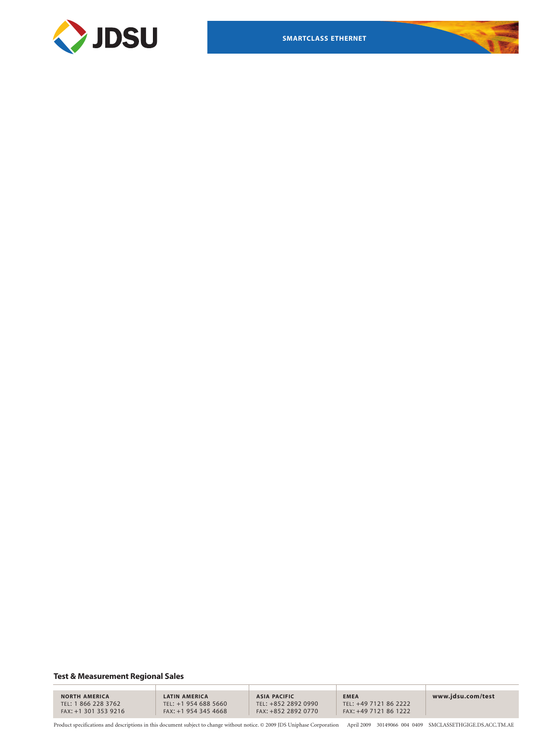**Test & Measurement Regional Sales**

| NORTH AMERICA | LATIN AMERICA | ASIA PACIFIC | EMEA | www.jdsu.com/test |
|---|---|---|---|---|
| TEL: 1 866 228 3762 | TEL: +1 954 688 5660 | TEL: +852 2892 0990 | TEL: +49 7121 86 2222 | |
| FAX: +1 301 353 9216 | FAX: +1 954 345 4668 | FAX: +852 2892 0770 | FAX: +49 7121 86 1222 | |

Product specifications and descriptions in this document subject to change without notice. © 2009 JDS Uniphase Corporation April 2009 30149066 004 0409 SMCLASSETHGIGE.DS.ACC.TM.AE